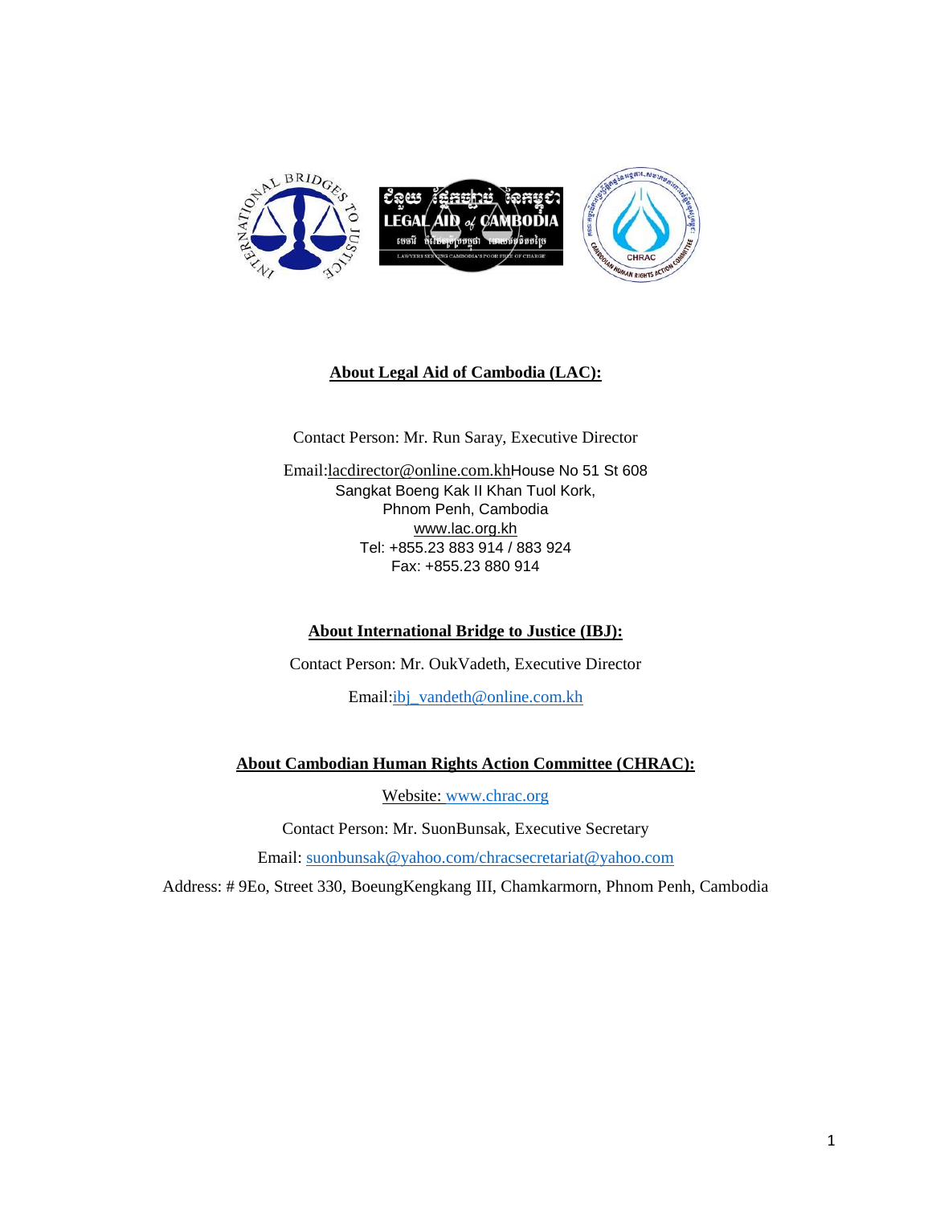## About Legal Aid of Cambodia (LAC):

Contact Person: Mr. Run Saray, Executive Director

Email:lacdirector@online.com.khHouse No 51 St 608
Sangkat Boeng Kak II Khan Tuol Kork,
Phnom Penh, Cambodia
www.lac.org.kh
Tel: +855.23 883 914 / 883 924
Fax: +855.23 880 914

## About International Bridge to Justice (IBJ):

Contact Person: Mr. OukVadeth, Executive Director

Email:ibj_vandeth@online.com.kh

## About Cambodian Human Rights Action Committee (CHRAC):

Website: www.chrac.org

Contact Person: Mr. SuonBunsak, Executive Secretary

Email: suonbunsak@yahoo.com/chracsecretariat@yahoo.com

Address: # 9Eo, Street 330, BoeungKengkang III, Chamkarmorn, Phnom Penh, Cambodia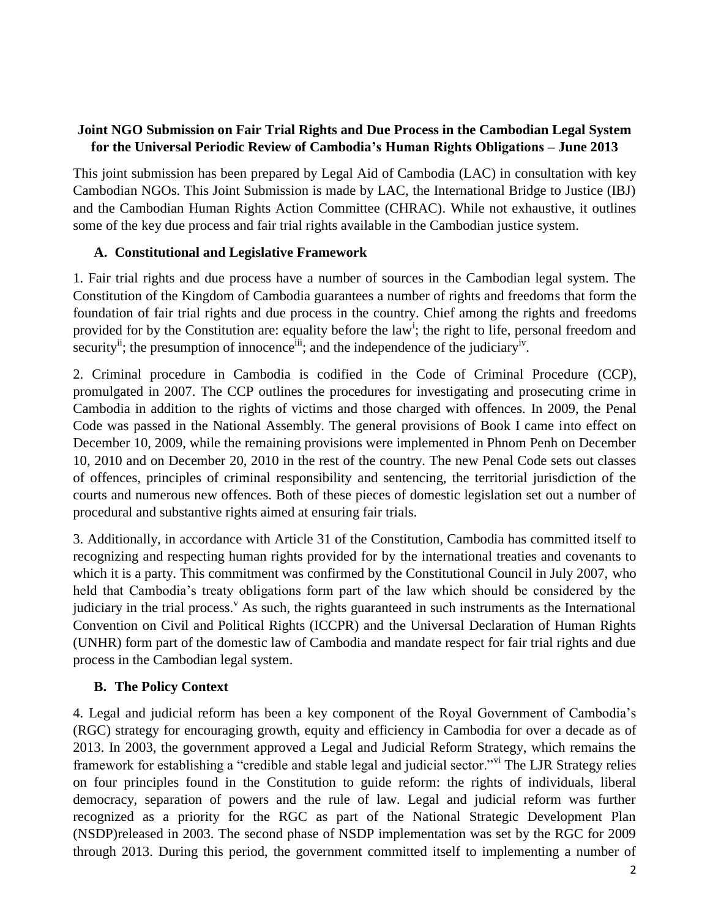**Joint NGO Submission on Fair Trial Rights and Due Process in the Cambodian Legal System for the Universal Periodic Review of Cambodia's Human Rights Obligations – June 2013**

This joint submission has been prepared by Legal Aid of Cambodia (LAC) in consultation with key Cambodian NGOs. This Joint Submission is made by LAC, the International Bridge to Justice (IBJ) and the Cambodian Human Rights Action Committee (CHRAC). While not exhaustive, it outlines some of the key due process and fair trial rights available in the Cambodian justice system.

## A. Constitutional and Legislative Framework

1. Fair trial rights and due process have a number of sources in the Cambodian legal system. The Constitution of the Kingdom of Cambodia guarantees a number of rights and freedoms that form the foundation of fair trial rights and due process in the country. Chief among the rights and freedoms provided for by the Constitution are: equality before the law[i]; the right to life, personal freedom and security[ii]; the presumption of innocence[iii]; and the independence of the judiciary[iv].

2. Criminal procedure in Cambodia is codified in the Code of Criminal Procedure (CCP), promulgated in 2007. The CCP outlines the procedures for investigating and prosecuting crime in Cambodia in addition to the rights of victims and those charged with offences. In 2009, the Penal Code was passed in the National Assembly. The general provisions of Book I came into effect on December 10, 2009, while the remaining provisions were implemented in Phnom Penh on December 10, 2010 and on December 20, 2010 in the rest of the country. The new Penal Code sets out classes of offences, principles of criminal responsibility and sentencing, the territorial jurisdiction of the courts and numerous new offences. Both of these pieces of domestic legislation set out a number of procedural and substantive rights aimed at ensuring fair trials.

3. Additionally, in accordance with Article 31 of the Constitution, Cambodia has committed itself to recognizing and respecting human rights provided for by the international treaties and covenants to which it is a party. This commitment was confirmed by the Constitutional Council in July 2007, who held that Cambodia's treaty obligations form part of the law which should be considered by the judiciary in the trial process.[v] As such, the rights guaranteed in such instruments as the International Convention on Civil and Political Rights (ICCPR) and the Universal Declaration of Human Rights (UNHR) form part of the domestic law of Cambodia and mandate respect for fair trial rights and due process in the Cambodian legal system.

## B. The Policy Context

4. Legal and judicial reform has been a key component of the Royal Government of Cambodia's (RGC) strategy for encouraging growth, equity and efficiency in Cambodia for over a decade as of 2013. In 2003, the government approved a Legal and Judicial Reform Strategy, which remains the framework for establishing a "credible and stable legal and judicial sector."[vi] The LJR Strategy relies on four principles found in the Constitution to guide reform: the rights of individuals, liberal democracy, separation of powers and the rule of law. Legal and judicial reform was further recognized as a priority for the RGC as part of the National Strategic Development Plan (NSDP)released in 2003. The second phase of NSDP implementation was set by the RGC for 2009 through 2013. During this period, the government committed itself to implementing a number of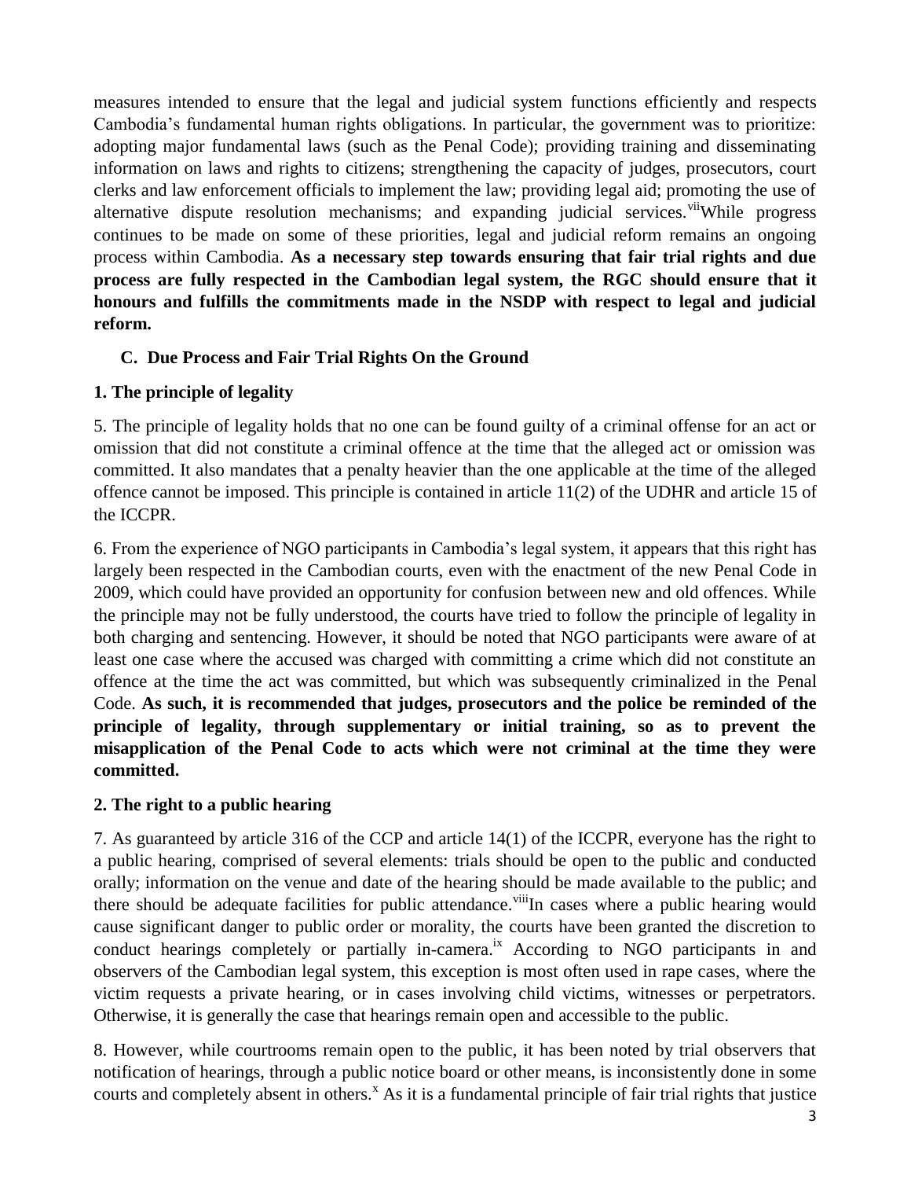measures intended to ensure that the legal and judicial system functions efficiently and respects Cambodia's fundamental human rights obligations. In particular, the government was to prioritize: adopting major fundamental laws (such as the Penal Code); providing training and disseminating information on laws and rights to citizens; strengthening the capacity of judges, prosecutors, court clerks and law enforcement officials to implement the law; providing legal aid; promoting the use of alternative dispute resolution mechanisms; and expanding judicial services.[vii] While progress continues to be made on some of these priorities, legal and judicial reform remains an ongoing process within Cambodia. **As a necessary step towards ensuring that fair trial rights and due process are fully respected in the Cambodian legal system, the RGC should ensure that it honours and fulfills the commitments made in the NSDP with respect to legal and judicial reform.**

### C. Due Process and Fair Trial Rights On the Ground

#### 1. The principle of legality

5. The principle of legality holds that no one can be found guilty of a criminal offense for an act or omission that did not constitute a criminal offence at the time that the alleged act or omission was committed. It also mandates that a penalty heavier than the one applicable at the time of the alleged offence cannot be imposed. This principle is contained in article 11(2) of the UDHR and article 15 of the ICCPR.

6. From the experience of NGO participants in Cambodia's legal system, it appears that this right has largely been respected in the Cambodian courts, even with the enactment of the new Penal Code in 2009, which could have provided an opportunity for confusion between new and old offences. While the principle may not be fully understood, the courts have tried to follow the principle of legality in both charging and sentencing. However, it should be noted that NGO participants were aware of at least one case where the accused was charged with committing a crime which did not constitute an offence at the time the act was committed, but which was subsequently criminalized in the Penal Code. **As such, it is recommended that judges, prosecutors and the police be reminded of the principle of legality, through supplementary or initial training, so as to prevent the misapplication of the Penal Code to acts which were not criminal at the time they were committed.**

#### 2. The right to a public hearing

7. As guaranteed by article 316 of the CCP and article 14(1) of the ICCPR, everyone has the right to a public hearing, comprised of several elements: trials should be open to the public and conducted orally; information on the venue and date of the hearing should be made available to the public; and there should be adequate facilities for public attendance.[viii] In cases where a public hearing would cause significant danger to public order or morality, the courts have been granted the discretion to conduct hearings completely or partially in-camera.[ix] According to NGO participants in and observers of the Cambodian legal system, this exception is most often used in rape cases, where the victim requests a private hearing, or in cases involving child victims, witnesses or perpetrators. Otherwise, it is generally the case that hearings remain open and accessible to the public.

8. However, while courtrooms remain open to the public, it has been noted by trial observers that notification of hearings, through a public notice board or other means, is inconsistently done in some courts and completely absent in others.[x] As it is a fundamental principle of fair trial rights that justice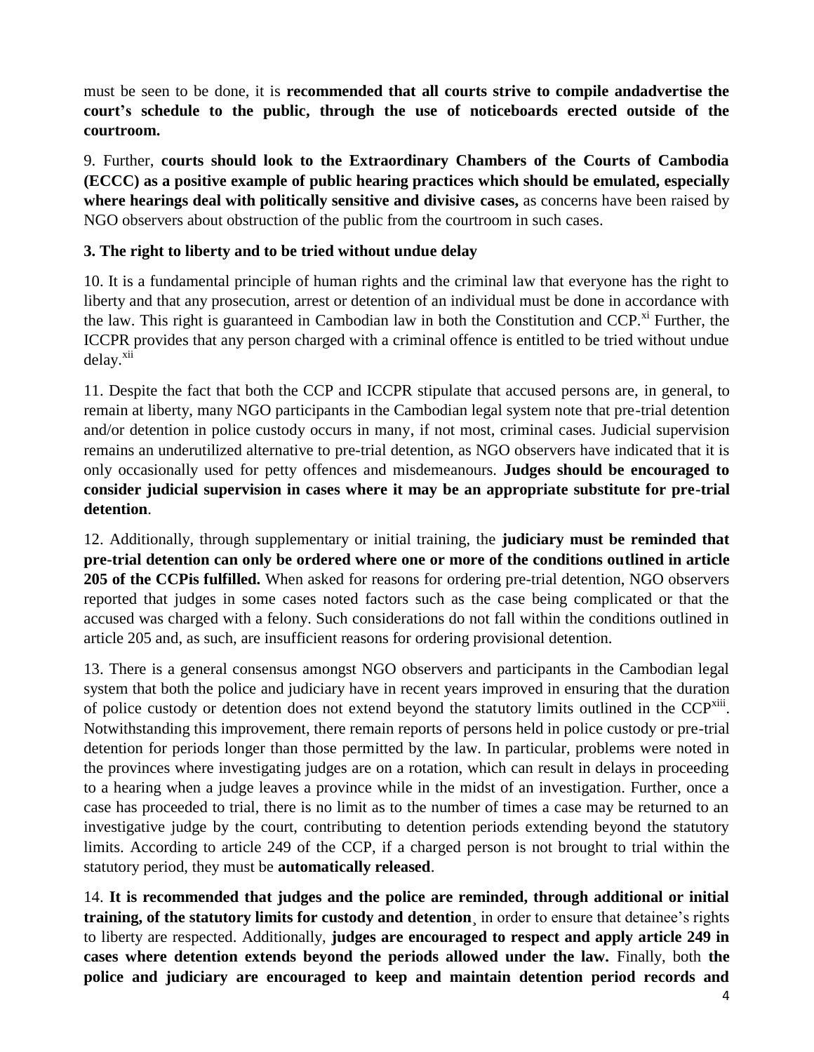must be seen to be done, it is **recommended that all courts strive to compile andadvertise the court's schedule to the public, through the use of noticeboards erected outside of the courtroom.**

9. Further, **courts should look to the Extraordinary Chambers of the Courts of Cambodia (ECCC) as a positive example of public hearing practices which should be emulated, especially where hearings deal with politically sensitive and divisive cases,** as concerns have been raised by NGO observers about obstruction of the public from the courtroom in such cases.

### 3. The right to liberty and to be tried without undue delay

10. It is a fundamental principle of human rights and the criminal law that everyone has the right to liberty and that any prosecution, arrest or detention of an individual must be done in accordance with the law. This right is guaranteed in Cambodian law in both the Constitution and CCP.[xi] Further, the ICCPR provides that any person charged with a criminal offence is entitled to be tried without undue delay.[xii]

11. Despite the fact that both the CCP and ICCPR stipulate that accused persons are, in general, to remain at liberty, many NGO participants in the Cambodian legal system note that pre-trial detention and/or detention in police custody occurs in many, if not most, criminal cases. Judicial supervision remains an underutilized alternative to pre-trial detention, as NGO observers have indicated that it is only occasionally used for petty offences and misdemeanours. **Judges should be encouraged to consider judicial supervision in cases where it may be an appropriate substitute for pre-trial detention**.

12. Additionally, through supplementary or initial training, the **judiciary must be reminded that pre-trial detention can only be ordered where one or more of the conditions outlined in article 205 of the CCPis fulfilled.** When asked for reasons for ordering pre-trial detention, NGO observers reported that judges in some cases noted factors such as the case being complicated or that the accused was charged with a felony. Such considerations do not fall within the conditions outlined in article 205 and, as such, are insufficient reasons for ordering provisional detention.

13. There is a general consensus amongst NGO observers and participants in the Cambodian legal system that both the police and judiciary have in recent years improved in ensuring that the duration of police custody or detention does not extend beyond the statutory limits outlined in the CCP[xiii]. Notwithstanding this improvement, there remain reports of persons held in police custody or pre-trial detention for periods longer than those permitted by the law. In particular, problems were noted in the provinces where investigating judges are on a rotation, which can result in delays in proceeding to a hearing when a judge leaves a province while in the midst of an investigation. Further, once a case has proceeded to trial, there is no limit as to the number of times a case may be returned to an investigative judge by the court, contributing to detention periods extending beyond the statutory limits. According to article 249 of the CCP, if a charged person is not brought to trial within the statutory period, they must be **automatically released**.

14. **It is recommended that judges and the police are reminded, through additional or initial training, of the statutory limits for custody and detention**¸ in order to ensure that detainee's rights to liberty are respected. Additionally, **judges are encouraged to respect and apply article 249 in cases where detention extends beyond the periods allowed under the law.** Finally, both **the police and judiciary are encouraged to keep and maintain detention period records and**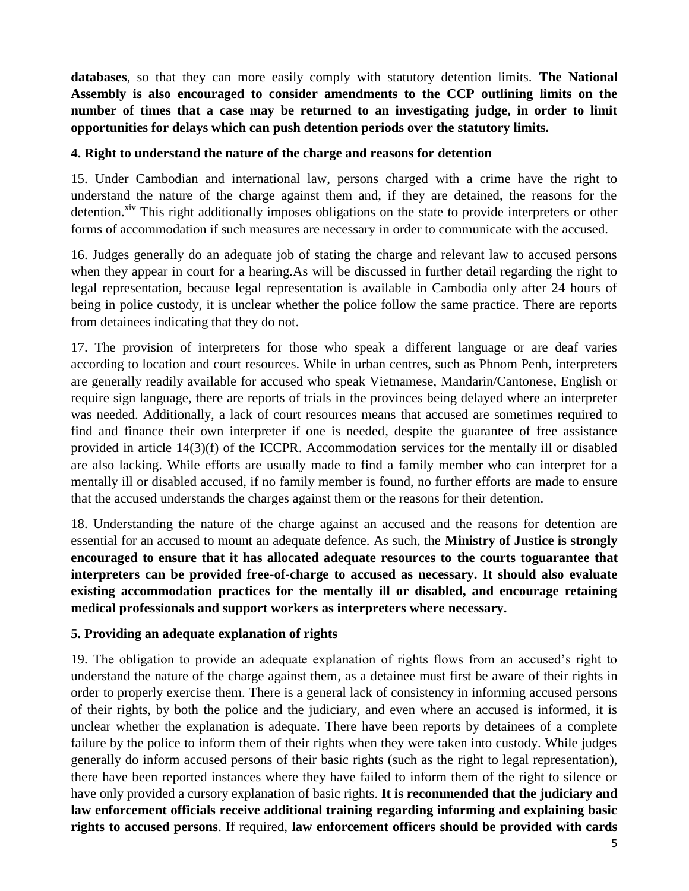**databases**, so that they can more easily comply with statutory detention limits. **The National Assembly is also encouraged to consider amendments to the CCP outlining limits on the number of times that a case may be returned to an investigating judge, in order to limit opportunities for delays which can push detention periods over the statutory limits.**

**4. Right to understand the nature of the charge and reasons for detention**

15. Under Cambodian and international law, persons charged with a crime have the right to understand the nature of the charge against them and, if they are detained, the reasons for the detention.[xiv] This right additionally imposes obligations on the state to provide interpreters or other forms of accommodation if such measures are necessary in order to communicate with the accused.

16. Judges generally do an adequate job of stating the charge and relevant law to accused persons when they appear in court for a hearing.As will be discussed in further detail regarding the right to legal representation, because legal representation is available in Cambodia only after 24 hours of being in police custody, it is unclear whether the police follow the same practice. There are reports from detainees indicating that they do not.

17. The provision of interpreters for those who speak a different language or are deaf varies according to location and court resources. While in urban centres, such as Phnom Penh, interpreters are generally readily available for accused who speak Vietnamese, Mandarin/Cantonese, English or require sign language, there are reports of trials in the provinces being delayed where an interpreter was needed. Additionally, a lack of court resources means that accused are sometimes required to find and finance their own interpreter if one is needed, despite the guarantee of free assistance provided in article 14(3)(f) of the ICCPR. Accommodation services for the mentally ill or disabled are also lacking. While efforts are usually made to find a family member who can interpret for a mentally ill or disabled accused, if no family member is found, no further efforts are made to ensure that the accused understands the charges against them or the reasons for their detention.

18. Understanding the nature of the charge against an accused and the reasons for detention are essential for an accused to mount an adequate defence. As such, the **Ministry of Justice is strongly encouraged to ensure that it has allocated adequate resources to the courts toguarantee that interpreters can be provided free-of-charge to accused as necessary. It should also evaluate existing accommodation practices for the mentally ill or disabled, and encourage retaining medical professionals and support workers as interpreters where necessary.**

**5. Providing an adequate explanation of rights**

19. The obligation to provide an adequate explanation of rights flows from an accused's right to understand the nature of the charge against them, as a detainee must first be aware of their rights in order to properly exercise them. There is a general lack of consistency in informing accused persons of their rights, by both the police and the judiciary, and even where an accused is informed, it is unclear whether the explanation is adequate. There have been reports by detainees of a complete failure by the police to inform them of their rights when they were taken into custody. While judges generally do inform accused persons of their basic rights (such as the right to legal representation), there have been reported instances where they have failed to inform them of the right to silence or have only provided a cursory explanation of basic rights. **It is recommended that the judiciary and law enforcement officials receive additional training regarding informing and explaining basic rights to accused persons**. If required, **law enforcement officers should be provided with cards**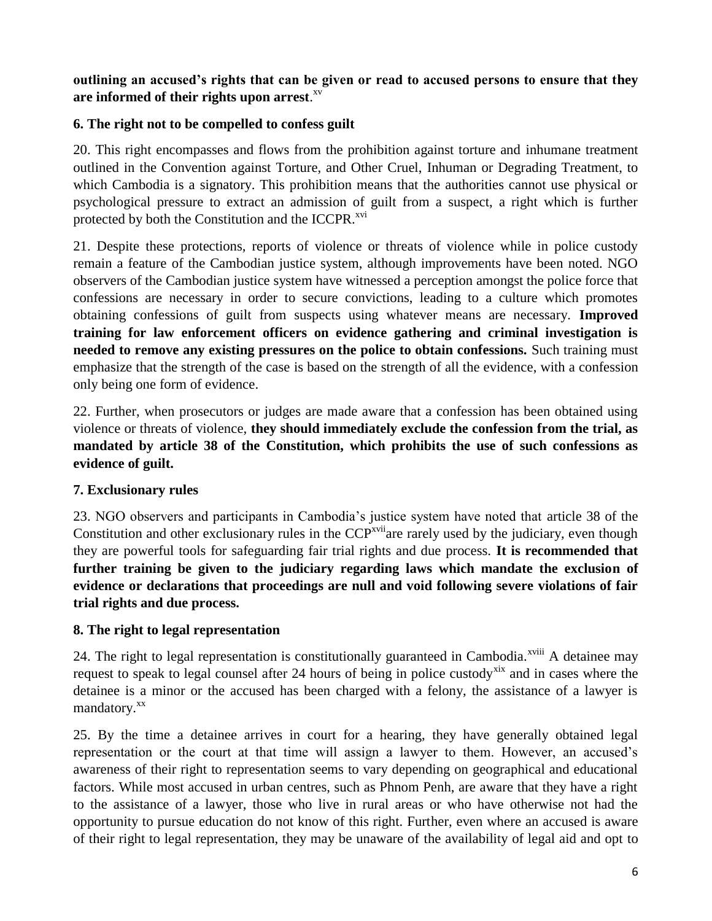**outlining an accused's rights that can be given or read to accused persons to ensure that they are informed of their rights upon arrest**.[xv]

### 6. The right not to be compelled to confess guilt

20. This right encompasses and flows from the prohibition against torture and inhumane treatment outlined in the Convention against Torture, and Other Cruel, Inhuman or Degrading Treatment, to which Cambodia is a signatory. This prohibition means that the authorities cannot use physical or psychological pressure to extract an admission of guilt from a suspect, a right which is further protected by both the Constitution and the ICCPR.[xvi]

21. Despite these protections, reports of violence or threats of violence while in police custody remain a feature of the Cambodian justice system, although improvements have been noted. NGO observers of the Cambodian justice system have witnessed a perception amongst the police force that confessions are necessary in order to secure convictions, leading to a culture which promotes obtaining confessions of guilt from suspects using whatever means are necessary. **Improved training for law enforcement officers on evidence gathering and criminal investigation is needed to remove any existing pressures on the police to obtain confessions.** Such training must emphasize that the strength of the case is based on the strength of all the evidence, with a confession only being one form of evidence.

22. Further, when prosecutors or judges are made aware that a confession has been obtained using violence or threats of violence, **they should immediately exclude the confession from the trial, as mandated by article 38 of the Constitution, which prohibits the use of such confessions as evidence of guilt.**

### 7. Exclusionary rules

23. NGO observers and participants in Cambodia's justice system have noted that article 38 of the Constitution and other exclusionary rules in the CCP[xvii]are rarely used by the judiciary, even though they are powerful tools for safeguarding fair trial rights and due process. **It is recommended that further training be given to the judiciary regarding laws which mandate the exclusion of evidence or declarations that proceedings are null and void following severe violations of fair trial rights and due process.**

### 8. The right to legal representation

24. The right to legal representation is constitutionally guaranteed in Cambodia.[xviii] A detainee may request to speak to legal counsel after 24 hours of being in police custody[xix] and in cases where the detainee is a minor or the accused has been charged with a felony, the assistance of a lawyer is mandatory.[xx]

25. By the time a detainee arrives in court for a hearing, they have generally obtained legal representation or the court at that time will assign a lawyer to them. However, an accused's awareness of their right to representation seems to vary depending on geographical and educational factors. While most accused in urban centres, such as Phnom Penh, are aware that they have a right to the assistance of a lawyer, those who live in rural areas or who have otherwise not had the opportunity to pursue education do not know of this right. Further, even where an accused is aware of their right to legal representation, they may be unaware of the availability of legal aid and opt to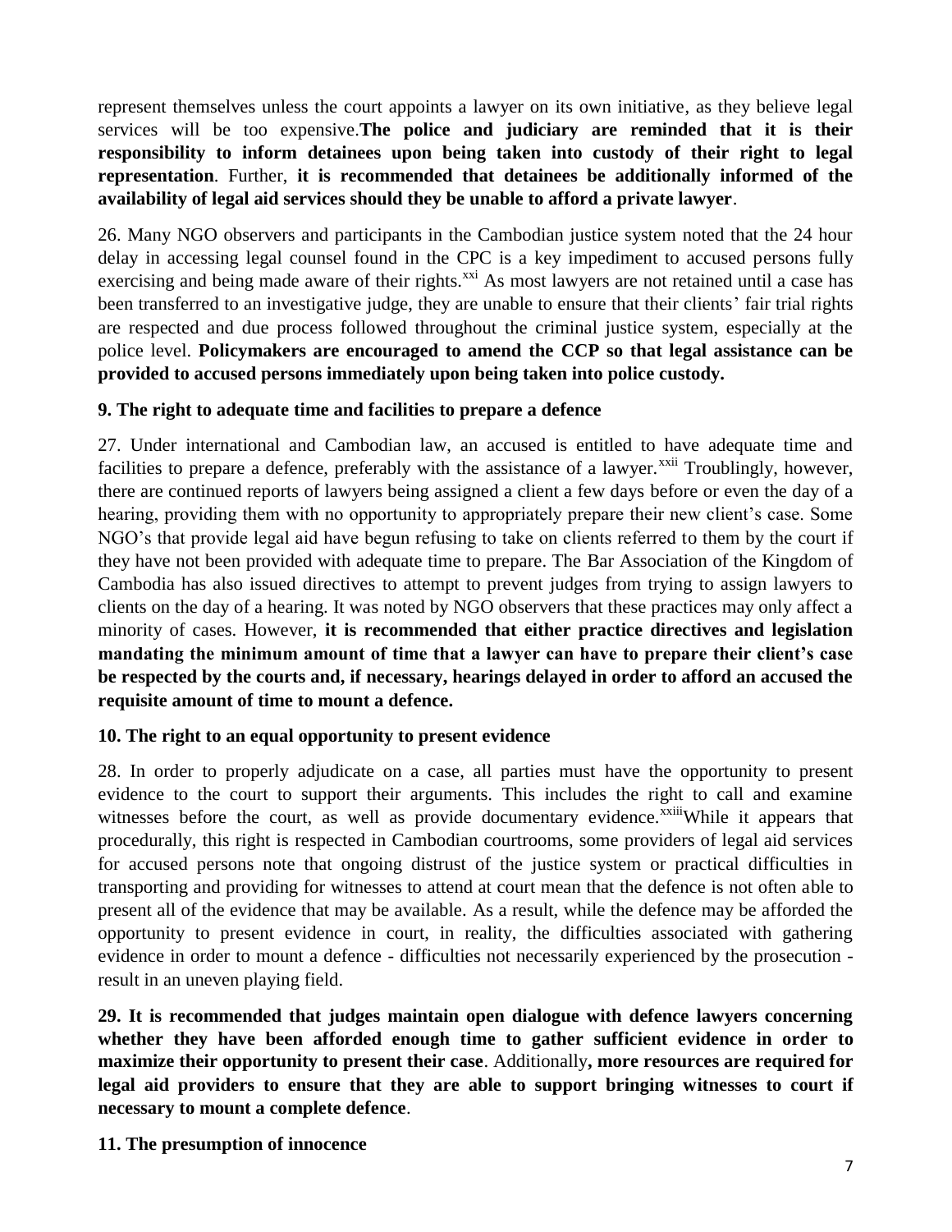represent themselves unless the court appoints a lawyer on its own initiative, as they believe legal services will be too expensive.**The police and judiciary are reminded that it is their responsibility to inform detainees upon being taken into custody of their right to legal representation**. Further, **it is recommended that detainees be additionally informed of the availability of legal aid services should they be unable to afford a private lawyer**.

26. Many NGO observers and participants in the Cambodian justice system noted that the 24 hour delay in accessing legal counsel found in the CPC is a key impediment to accused persons fully exercising and being made aware of their rights.[xxi] As most lawyers are not retained until a case has been transferred to an investigative judge, they are unable to ensure that their clients' fair trial rights are respected and due process followed throughout the criminal justice system, especially at the police level. **Policymakers are encouraged to amend the CCP so that legal assistance can be provided to accused persons immediately upon being taken into police custody.**

### 9. The right to adequate time and facilities to prepare a defence

27. Under international and Cambodian law, an accused is entitled to have adequate time and facilities to prepare a defence, preferably with the assistance of a lawyer.[xxii] Troublingly, however, there are continued reports of lawyers being assigned a client a few days before or even the day of a hearing, providing them with no opportunity to appropriately prepare their new client's case. Some NGO's that provide legal aid have begun refusing to take on clients referred to them by the court if they have not been provided with adequate time to prepare. The Bar Association of the Kingdom of Cambodia has also issued directives to attempt to prevent judges from trying to assign lawyers to clients on the day of a hearing. It was noted by NGO observers that these practices may only affect a minority of cases. However, **it is recommended that either practice directives and legislation mandating the minimum amount of time that a lawyer can have to prepare their client's case be respected by the courts and, if necessary, hearings delayed in order to afford an accused the requisite amount of time to mount a defence.**

### 10. The right to an equal opportunity to present evidence

28. In order to properly adjudicate on a case, all parties must have the opportunity to present evidence to the court to support their arguments. This includes the right to call and examine witnesses before the court, as well as provide documentary evidence.[xxiii]While it appears that procedurally, this right is respected in Cambodian courtrooms, some providers of legal aid services for accused persons note that ongoing distrust of the justice system or practical difficulties in transporting and providing for witnesses to attend at court mean that the defence is not often able to present all of the evidence that may be available. As a result, while the defence may be afforded the opportunity to present evidence in court, in reality, the difficulties associated with gathering evidence in order to mount a defence - difficulties not necessarily experienced by the prosecution - result in an uneven playing field.

**29. It is recommended that judges maintain open dialogue with defence lawyers concerning whether they have been afforded enough time to gather sufficient evidence in order to maximize their opportunity to present their case**. Additionally**, more resources are required for legal aid providers to ensure that they are able to support bringing witnesses to court if necessary to mount a complete defence**.

### 11. The presumption of innocence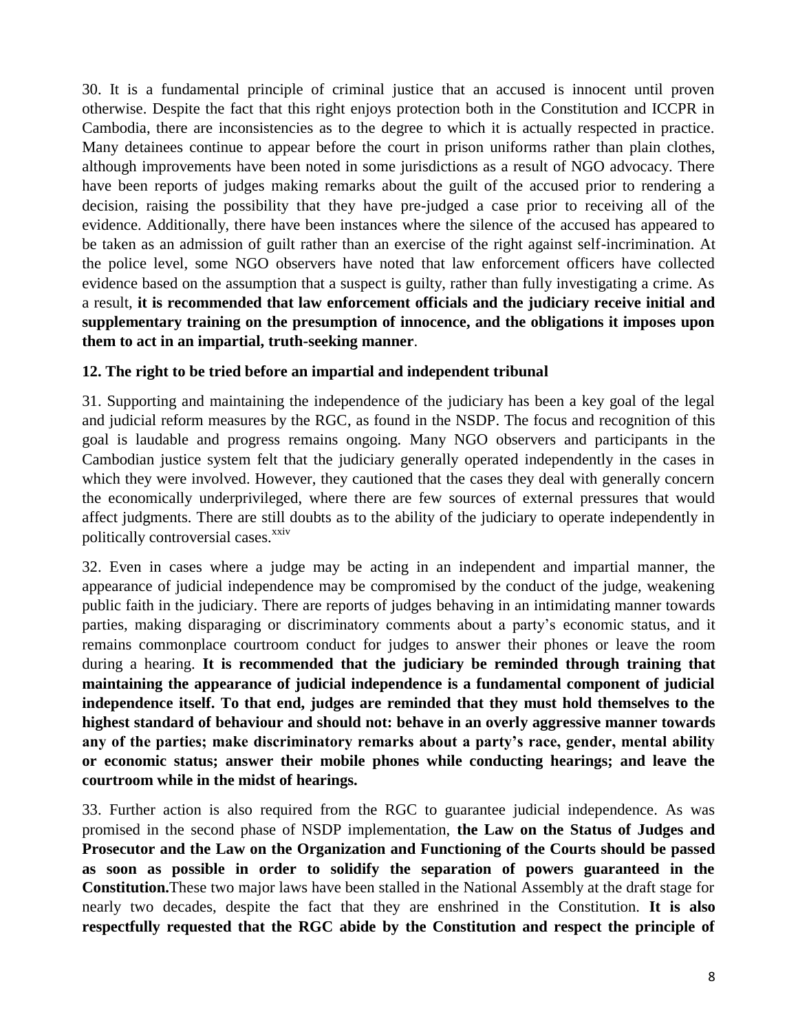30. It is a fundamental principle of criminal justice that an accused is innocent until proven otherwise. Despite the fact that this right enjoys protection both in the Constitution and ICCPR in Cambodia, there are inconsistencies as to the degree to which it is actually respected in practice. Many detainees continue to appear before the court in prison uniforms rather than plain clothes, although improvements have been noted in some jurisdictions as a result of NGO advocacy. There have been reports of judges making remarks about the guilt of the accused prior to rendering a decision, raising the possibility that they have pre-judged a case prior to receiving all of the evidence. Additionally, there have been instances where the silence of the accused has appeared to be taken as an admission of guilt rather than an exercise of the right against self-incrimination. At the police level, some NGO observers have noted that law enforcement officers have collected evidence based on the assumption that a suspect is guilty, rather than fully investigating a crime. As a result, **it is recommended that law enforcement officials and the judiciary receive initial and supplementary training on the presumption of innocence, and the obligations it imposes upon them to act in an impartial, truth-seeking manner**.

**12. The right to be tried before an impartial and independent tribunal**

31. Supporting and maintaining the independence of the judiciary has been a key goal of the legal and judicial reform measures by the RGC, as found in the NSDP. The focus and recognition of this goal is laudable and progress remains ongoing. Many NGO observers and participants in the Cambodian justice system felt that the judiciary generally operated independently in the cases in which they were involved. However, they cautioned that the cases they deal with generally concern the economically underprivileged, where there are few sources of external pressures that would affect judgments. There are still doubts as to the ability of the judiciary to operate independently in politically controversial cases.[xxiv]

32. Even in cases where a judge may be acting in an independent and impartial manner, the appearance of judicial independence may be compromised by the conduct of the judge, weakening public faith in the judiciary. There are reports of judges behaving in an intimidating manner towards parties, making disparaging or discriminatory comments about a party's economic status, and it remains commonplace courtroom conduct for judges to answer their phones or leave the room during a hearing. **It is recommended that the judiciary be reminded through training that maintaining the appearance of judicial independence is a fundamental component of judicial independence itself. To that end, judges are reminded that they must hold themselves to the highest standard of behaviour and should not: behave in an overly aggressive manner towards any of the parties; make discriminatory remarks about a party's race, gender, mental ability or economic status; answer their mobile phones while conducting hearings; and leave the courtroom while in the midst of hearings.**

33. Further action is also required from the RGC to guarantee judicial independence. As was promised in the second phase of NSDP implementation, **the Law on the Status of Judges and Prosecutor and the Law on the Organization and Functioning of the Courts should be passed as soon as possible in order to solidify the separation of powers guaranteed in the Constitution.** These two major laws have been stalled in the National Assembly at the draft stage for nearly two decades, despite the fact that they are enshrined in the Constitution. **It is also respectfully requested that the RGC abide by the Constitution and respect the principle of**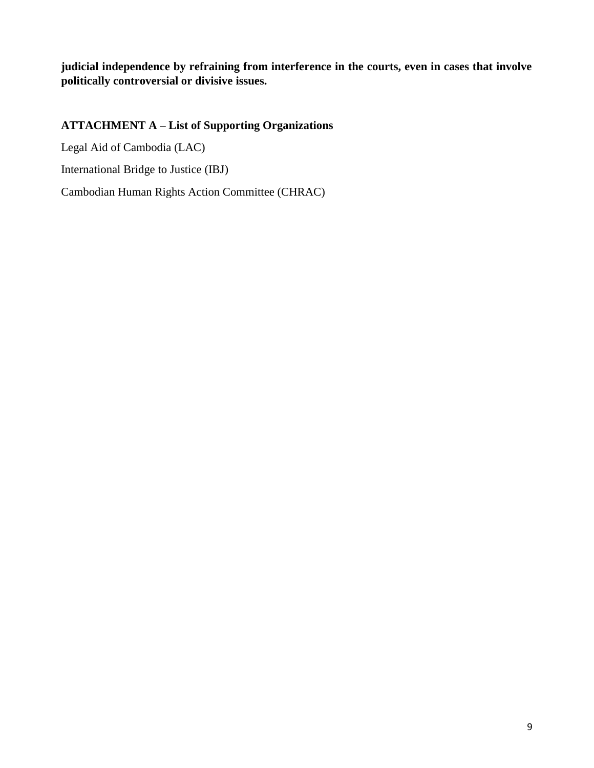**judicial independence by refraining from interference in the courts, even in cases that involve politically controversial or divisive issues.**

## ATTACHMENT A – List of Supporting Organizations

Legal Aid of Cambodia (LAC)

International Bridge to Justice (IBJ)

Cambodian Human Rights Action Committee (CHRAC)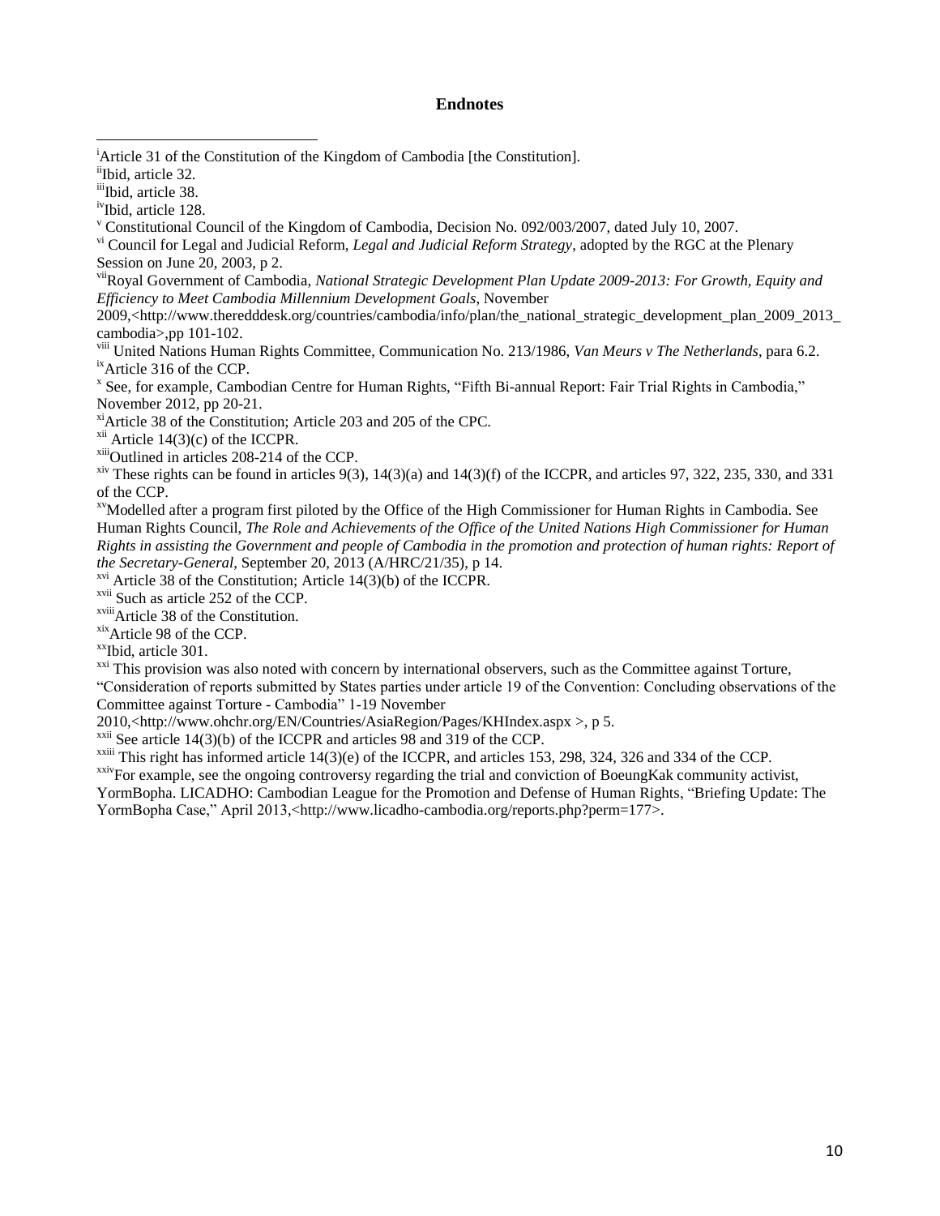## Endnotes

[i]Article 31 of the Constitution of the Kingdom of Cambodia [the Constitution].

[ii]Ibid, article 32.

[iii]Ibid, article 38.

[iv]Ibid, article 128.

[v] Constitutional Council of the Kingdom of Cambodia, Decision No. 092/003/2007, dated July 10, 2007.

[vi] Council for Legal and Judicial Reform, *Legal and Judicial Reform Strategy*, adopted by the RGC at the Plenary Session on June 20, 2003, p 2.

[vii]Royal Government of Cambodia, *National Strategic Development Plan Update 2009-2013: For Growth, Equity and Efficiency to Meet Cambodia Millennium Development Goals*, November 2009,<http://www.theredddesk.org/countries/cambodia/info/plan/the_national_strategic_development_plan_2009_2013_cambodia>,pp 101-102.

[viii] United Nations Human Rights Committee, Communication No. 213/1986, *Van Meurs v The Netherlands*, para 6.2.

[ix]Article 316 of the CCP.

[x] See, for example, Cambodian Centre for Human Rights, "Fifth Bi-annual Report: Fair Trial Rights in Cambodia," November 2012, pp 20-21.

[xi]Article 38 of the Constitution; Article 203 and 205 of the CPC.

[xii] Article 14(3)(c) of the ICCPR.

[xiii]Outlined in articles 208-214 of the CCP.

[xiv] These rights can be found in articles 9(3), 14(3)(a) and 14(3)(f) of the ICCPR, and articles 97, 322, 235, 330, and 331 of the CCP.

[xv]Modelled after a program first piloted by the Office of the High Commissioner for Human Rights in Cambodia. See Human Rights Council, *The Role and Achievements of the Office of the United Nations High Commissioner for Human Rights in assisting the Government and people of Cambodia in the promotion and protection of human rights: Report of the Secretary-General*, September 20, 2013 (A/HRC/21/35), p 14.

[xvi] Article 38 of the Constitution; Article 14(3)(b) of the ICCPR.

[xvii] Such as article 252 of the CCP.

[xviii]Article 38 of the Constitution.

[xix]Article 98 of the CCP.

[xx]Ibid, article 301.

[xxi] This provision was also noted with concern by international observers, such as the Committee against Torture, "Consideration of reports submitted by States parties under article 19 of the Convention: Concluding observations of the Committee against Torture - Cambodia" 1-19 November 2010,<http://www.ohchr.org/EN/Countries/AsiaRegion/Pages/KHIndex.aspx >, p 5.

[xxii] See article 14(3)(b) of the ICCPR and articles 98 and 319 of the CCP.

[xxiii] This right has informed article 14(3)(e) of the ICCPR, and articles 153, 298, 324, 326 and 334 of the CCP.

[xxiv]For example, see the ongoing controversy regarding the trial and conviction of BoeungKak community activist, YormBopha. LICADHO: Cambodian League for the Promotion and Defense of Human Rights, "Briefing Update: The YormBopha Case," April 2013,<http://www.licadho-cambodia.org/reports.php?perm=177>.